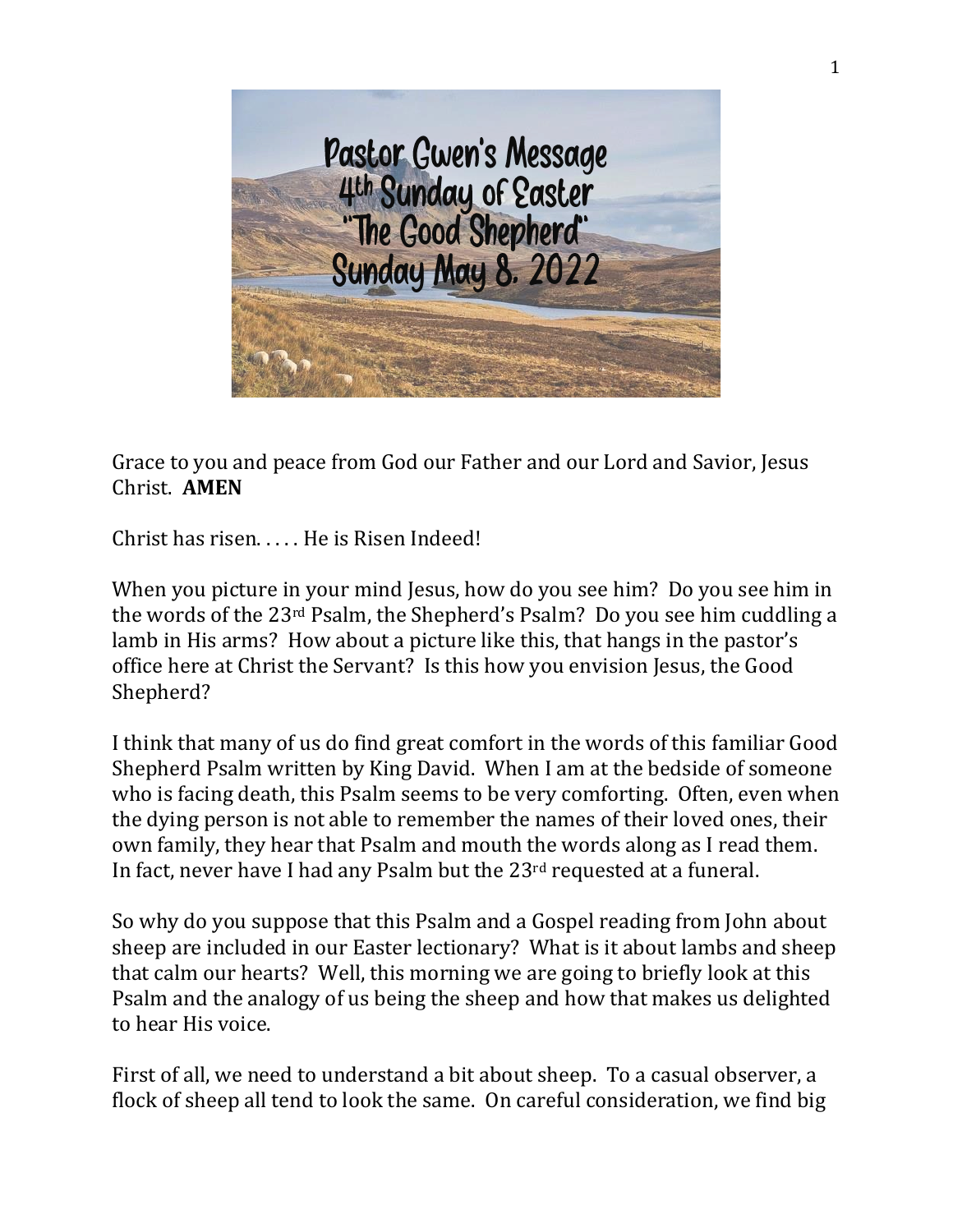Pastor Gwen's Message
4th Sunday of Easter
"The Good Shepherd"
Sunday May 8. 2022

Grace to you and peace from God our Father and our Lord and Savior, Jesus Christ. **AMEN**

Christ has risen. . . . . He is Risen Indeed!

When you picture in your mind Jesus, how do you see him? Do you see him in the words of the 23rd Psalm, the Shepherd's Psalm? Do you see him cuddling a lamb in His arms? How about a picture like this, that hangs in the pastor's office here at Christ the Servant? Is this how you envision Jesus, the Good Shepherd?

I think that many of us do find great comfort in the words of this familiar Good Shepherd Psalm written by King David. When I am at the bedside of someone who is facing death, this Psalm seems to be very comforting. Often, even when the dying person is not able to remember the names of their loved ones, their own family, they hear that Psalm and mouth the words along as I read them. In fact, never have I had any Psalm but the 23rd requested at a funeral.

So why do you suppose that this Psalm and a Gospel reading from John about sheep are included in our Easter lectionary? What is it about lambs and sheep that calm our hearts? Well, this morning we are going to briefly look at this Psalm and the analogy of us being the sheep and how that makes us delighted to hear His voice.

First of all, we need to understand a bit about sheep. To a casual observer, a flock of sheep all tend to look the same. On careful consideration, we find big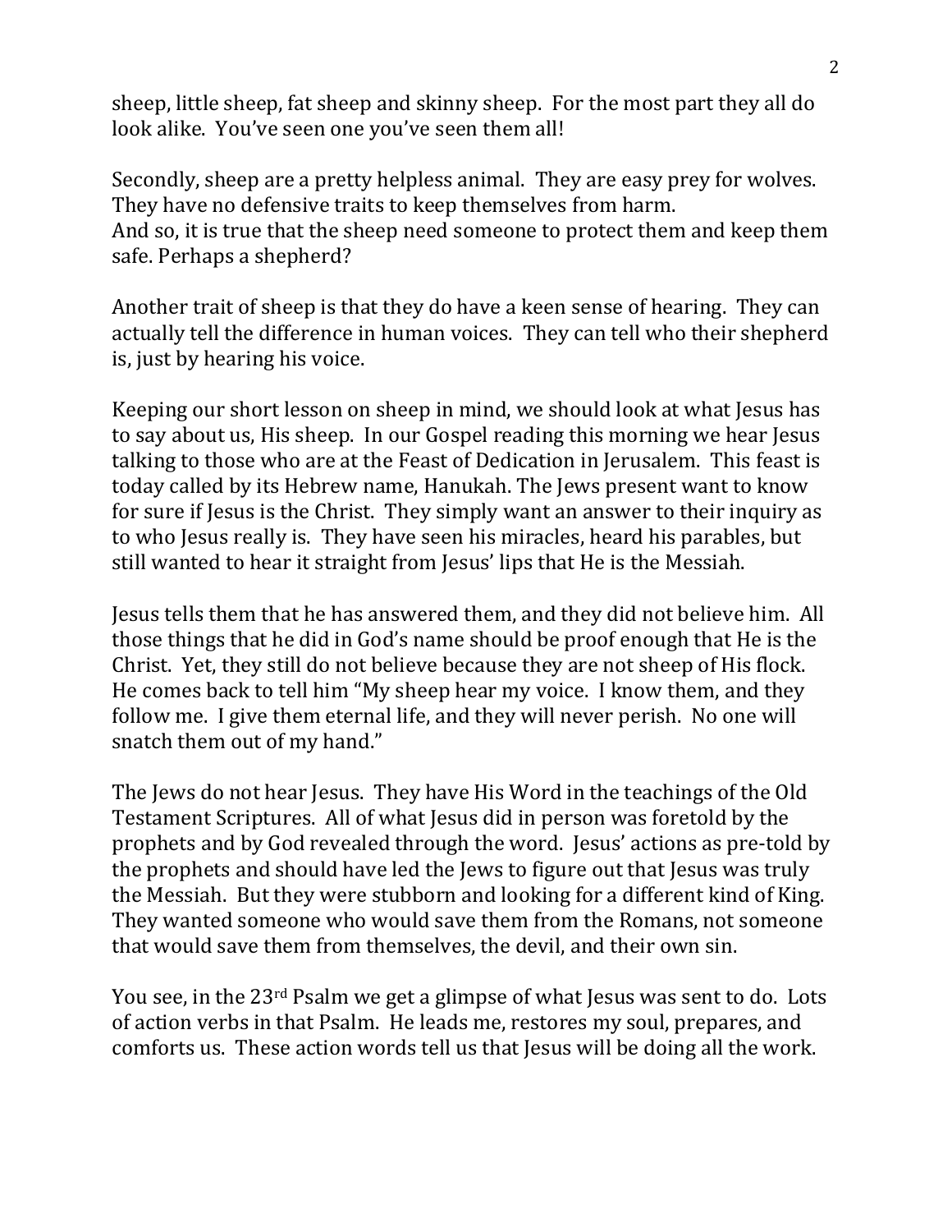sheep, little sheep, fat sheep and skinny sheep. For the most part they all do look alike. You've seen one you've seen them all!

Secondly, sheep are a pretty helpless animal. They are easy prey for wolves. They have no defensive traits to keep themselves from harm.
And so, it is true that the sheep need someone to protect them and keep them safe. Perhaps a shepherd?

Another trait of sheep is that they do have a keen sense of hearing. They can actually tell the difference in human voices. They can tell who their shepherd is, just by hearing his voice.

Keeping our short lesson on sheep in mind, we should look at what Jesus has to say about us, His sheep. In our Gospel reading this morning we hear Jesus talking to those who are at the Feast of Dedication in Jerusalem. This feast is today called by its Hebrew name, Hanukah. The Jews present want to know for sure if Jesus is the Christ. They simply want an answer to their inquiry as to who Jesus really is. They have seen his miracles, heard his parables, but still wanted to hear it straight from Jesus' lips that He is the Messiah.

Jesus tells them that he has answered them, and they did not believe him. All those things that he did in God's name should be proof enough that He is the Christ. Yet, they still do not believe because they are not sheep of His flock. He comes back to tell him "My sheep hear my voice. I know them, and they follow me. I give them eternal life, and they will never perish. No one will snatch them out of my hand."

The Jews do not hear Jesus. They have His Word in the teachings of the Old Testament Scriptures. All of what Jesus did in person was foretold by the prophets and by God revealed through the word. Jesus' actions as pre-told by the prophets and should have led the Jews to figure out that Jesus was truly the Messiah. But they were stubborn and looking for a different kind of King. They wanted someone who would save them from the Romans, not someone that would save them from themselves, the devil, and their own sin.

You see, in the 23rd Psalm we get a glimpse of what Jesus was sent to do. Lots of action verbs in that Psalm. He leads me, restores my soul, prepares, and comforts us. These action words tell us that Jesus will be doing all the work.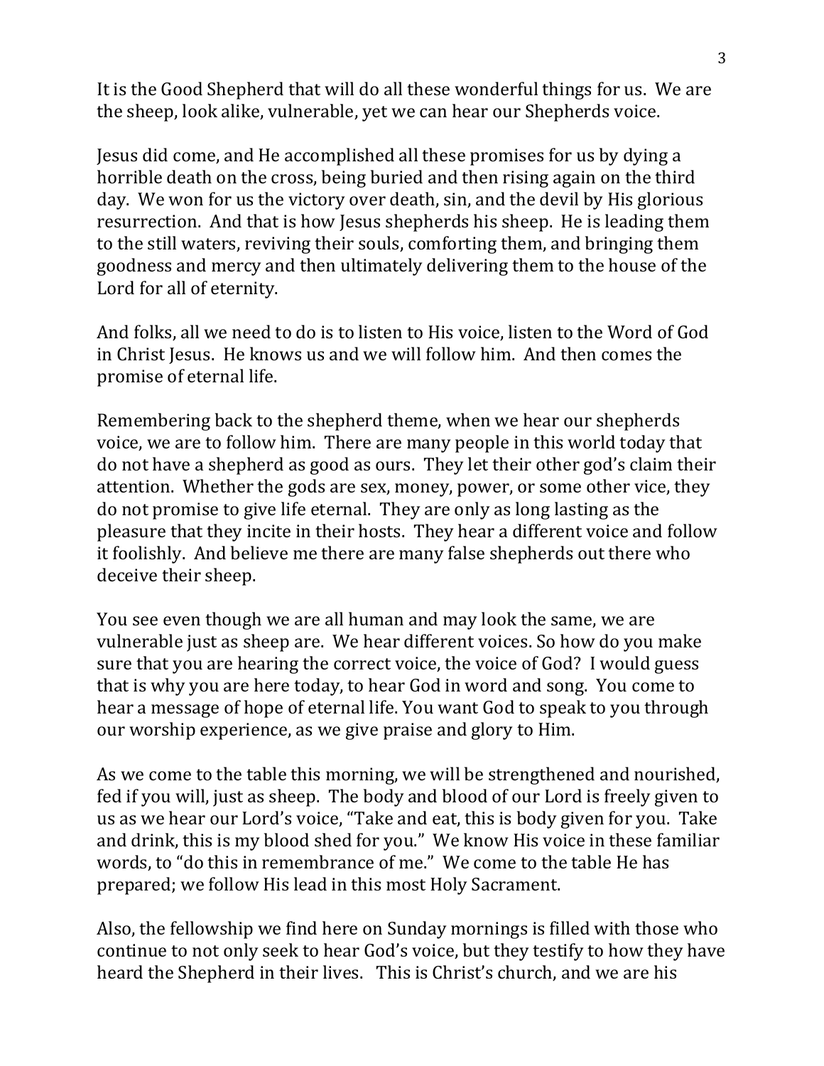It is the Good Shepherd that will do all these wonderful things for us. We are the sheep, look alike, vulnerable, yet we can hear our Shepherds voice.

Jesus did come, and He accomplished all these promises for us by dying a horrible death on the cross, being buried and then rising again on the third day. We won for us the victory over death, sin, and the devil by His glorious resurrection. And that is how Jesus shepherds his sheep. He is leading them to the still waters, reviving their souls, comforting them, and bringing them goodness and mercy and then ultimately delivering them to the house of the Lord for all of eternity.

And folks, all we need to do is to listen to His voice, listen to the Word of God in Christ Jesus. He knows us and we will follow him. And then comes the promise of eternal life.

Remembering back to the shepherd theme, when we hear our shepherds voice, we are to follow him. There are many people in this world today that do not have a shepherd as good as ours. They let their other god's claim their attention. Whether the gods are sex, money, power, or some other vice, they do not promise to give life eternal. They are only as long lasting as the pleasure that they incite in their hosts. They hear a different voice and follow it foolishly. And believe me there are many false shepherds out there who deceive their sheep.

You see even though we are all human and may look the same, we are vulnerable just as sheep are. We hear different voices. So how do you make sure that you are hearing the correct voice, the voice of God? I would guess that is why you are here today, to hear God in word and song. You come to hear a message of hope of eternal life. You want God to speak to you through our worship experience, as we give praise and glory to Him.

As we come to the table this morning, we will be strengthened and nourished, fed if you will, just as sheep. The body and blood of our Lord is freely given to us as we hear our Lord's voice, "Take and eat, this is body given for you. Take and drink, this is my blood shed for you." We know His voice in these familiar words, to "do this in remembrance of me." We come to the table He has prepared; we follow His lead in this most Holy Sacrament.

Also, the fellowship we find here on Sunday mornings is filled with those who continue to not only seek to hear God's voice, but they testify to how they have heard the Shepherd in their lives. This is Christ's church, and we are his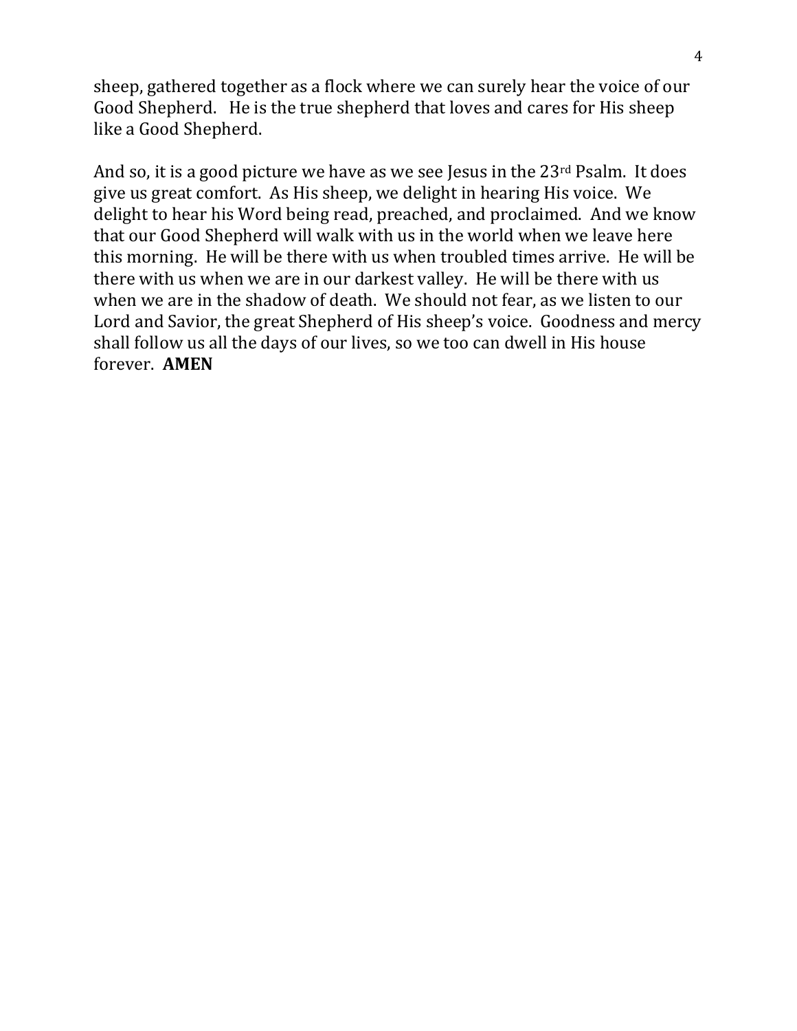sheep, gathered together as a flock where we can surely hear the voice of our Good Shepherd. He is the true shepherd that loves and cares for His sheep like a Good Shepherd.

And so, it is a good picture we have as we see Jesus in the 23rd Psalm. It does give us great comfort. As His sheep, we delight in hearing His voice. We delight to hear his Word being read, preached, and proclaimed. And we know that our Good Shepherd will walk with us in the world when we leave here this morning. He will be there with us when troubled times arrive. He will be there with us when we are in our darkest valley. He will be there with us when we are in the shadow of death. We should not fear, as we listen to our Lord and Savior, the great Shepherd of His sheep's voice. Goodness and mercy shall follow us all the days of our lives, so we too can dwell in His house forever. **AMEN**